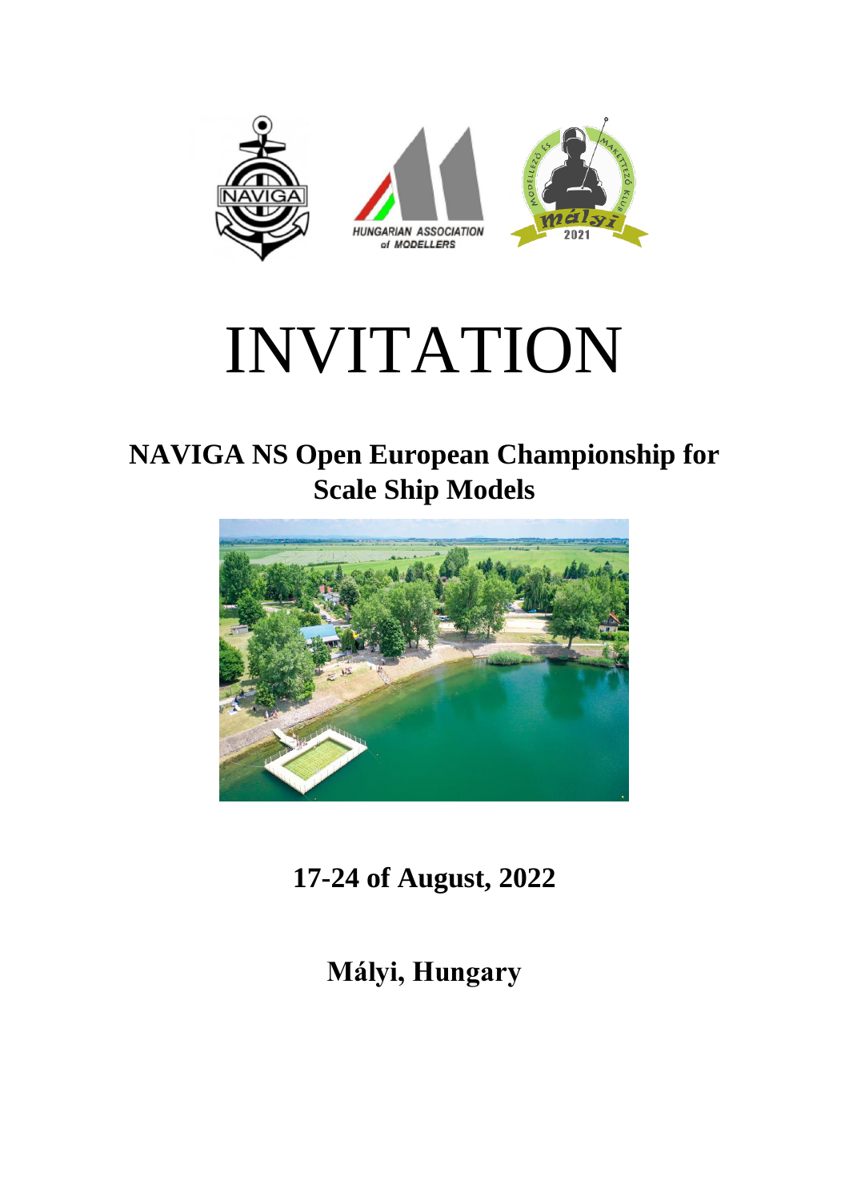# INVITATION

## NAVIGA NS Open European Championship for Scale Ship Models

**17-24 of August, 2022**

**Mályi, Hungary**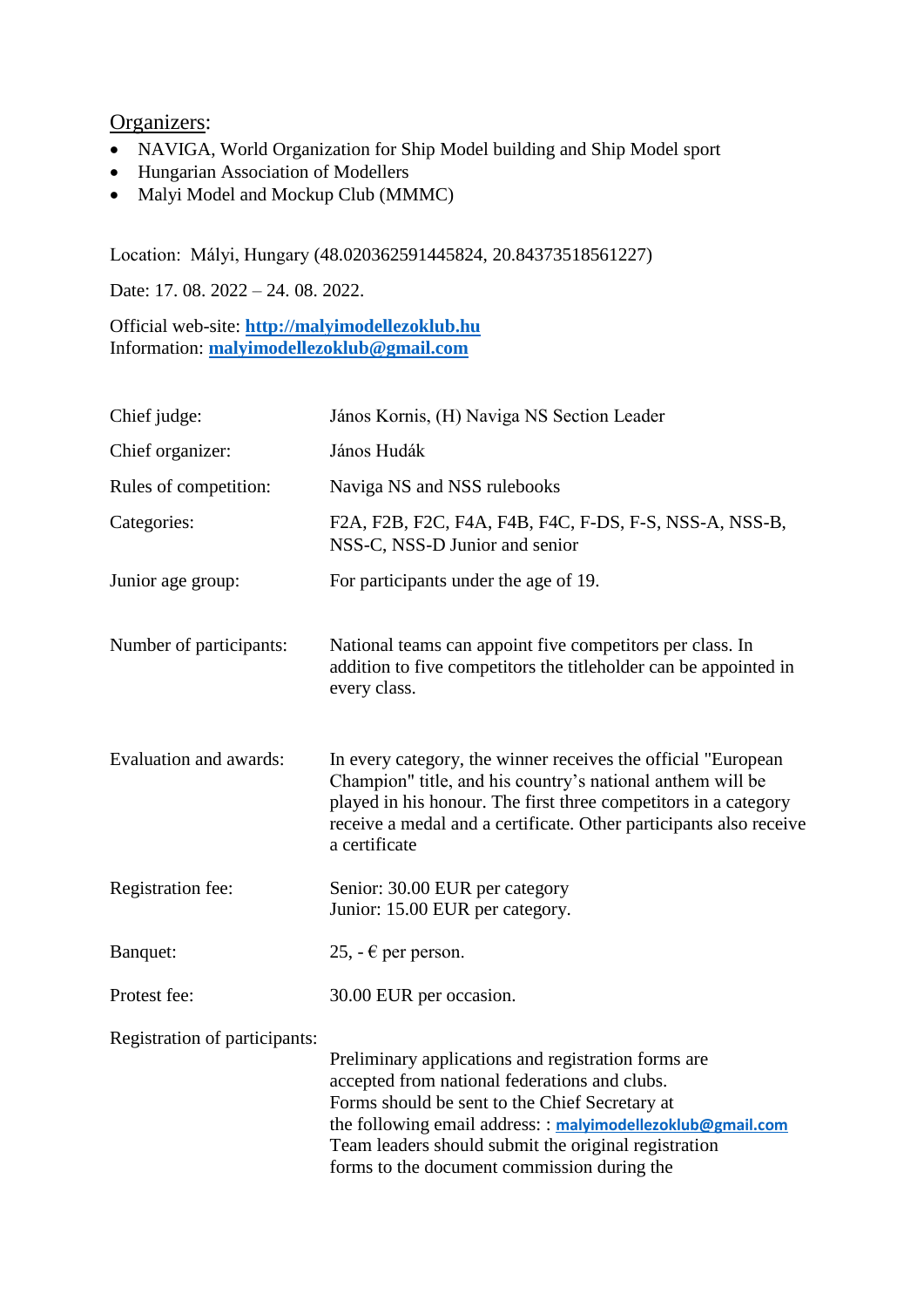Organizers:

- NAVIGA, World Organization for Ship Model building and Ship Model sport
- Hungarian Association of Modellers
- Malyi Model and Mockup Club (MMMC)

Location: Mályi, Hungary (48.020362591445824, 20.84373518561227)

Date: 17. 08. 2022 – 24. 08. 2022.

Official web-site: **http://malyimodellezoklub.hu**
Information: **malyimodellezoklub@gmail.com**

| | |
|---|---|
| Chief judge: | János Kornis, (H) Naviga NS Section Leader |
| Chief organizer: | János Hudák |
| Rules of competition: | Naviga NS and NSS rulebooks |
| Categories: | F2A, F2B, F2C, F4A, F4B, F4C, F-DS, F-S, NSS-A, NSS-B, NSS-C, NSS-D Junior and senior |
| Junior age group: | For participants under the age of 19. |
| Number of participants: | National teams can appoint five competitors per class. In addition to five competitors the titleholder can be appointed in every class. |
| Evaluation and awards: | In every category, the winner receives the official "European Champion" title, and his country's national anthem will be played in his honour. The first three competitors in a category receive a medal and a certificate. Other participants also receive a certificate |
| Registration fee: | Senior: 30.00 EUR per category<br>Junior: 15.00 EUR per category. |
| Banquet: | 25, - € per person. |
| Protest fee: | 30.00 EUR per occasion. |
| Registration of participants: | Preliminary applications and registration forms are accepted from national federations and clubs.<br>Forms should be sent to the Chief Secretary at the following email address: : malyimodellezoklub@gmail.com<br>Team leaders should submit the original registration forms to the document commission during the |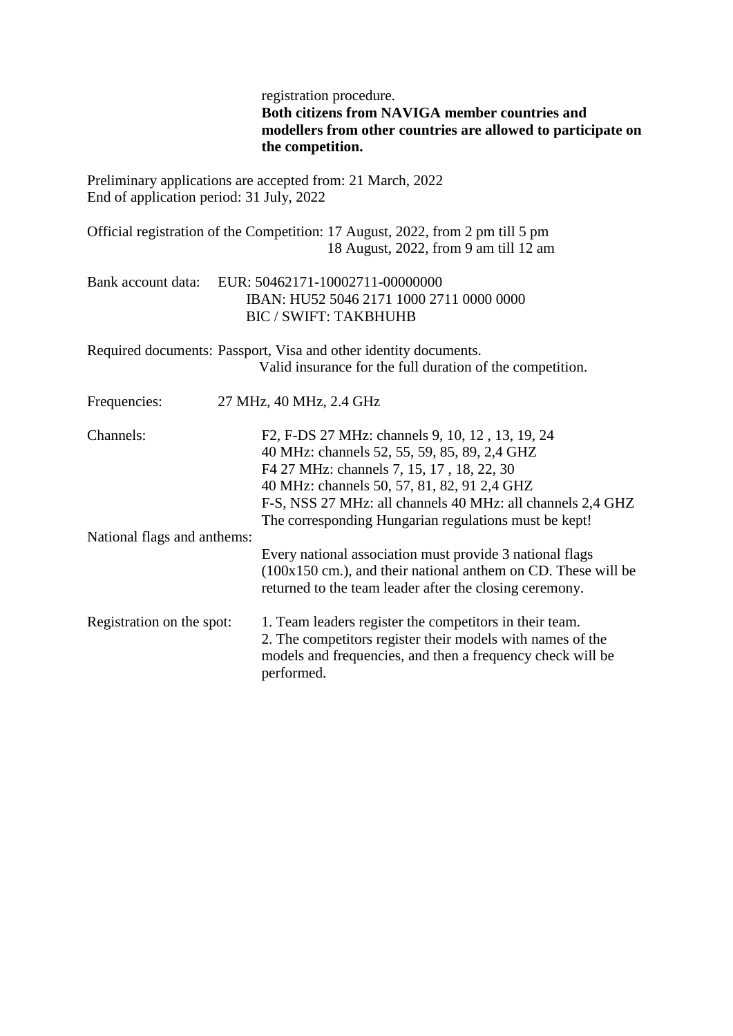registration procedure.
**Both citizens from NAVIGA member countries and modellers from other countries are allowed to participate on the competition.**

Preliminary applications are accepted from: 21 March, 2022
End of application period: 31 July, 2022

Official registration of the Competition: 17 August, 2022, from 2 pm till 5 pm
18 August, 2022, from 9 am till 12 am

Bank account data: EUR: 50462171-10002711-00000000
IBAN: HU52 5046 2171 1000 2711 0000 0000
BIC / SWIFT: TAKBHUHB

Required documents: Passport, Visa and other identity documents.
Valid insurance for the full duration of the competition.

Frequencies: 27 MHz, 40 MHz, 2.4 GHz

Channels:
F2, F-DS 27 MHz: channels 9, 10, 12 , 13, 19, 24
40 MHz: channels 52, 55, 59, 85, 89, 2,4 GHZ
F4 27 MHz: channels 7, 15, 17 , 18, 22, 30
40 MHz: channels 50, 57, 81, 82, 91 2,4 GHZ
F-S, NSS 27 MHz: all channels 40 MHz: all channels 2,4 GHZ
The corresponding Hungarian regulations must be kept!

National flags and anthems:
Every national association must provide 3 national flags (100x150 cm.), and their national anthem on CD. These will be returned to the team leader after the closing ceremony.

Registration on the spot:
1. Team leaders register the competitors in their team.
2. The competitors register their models with names of the models and frequencies, and then a frequency check will be performed.